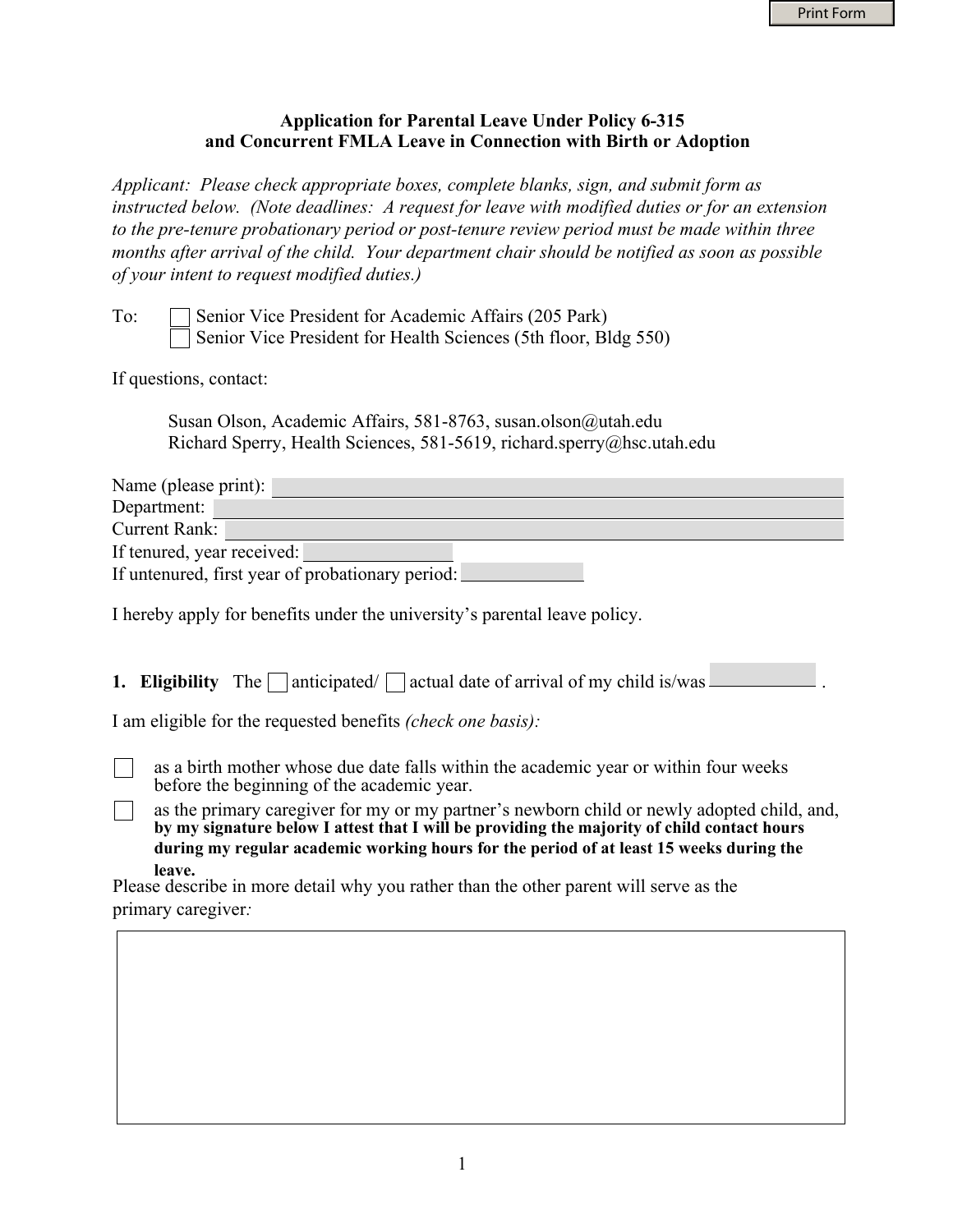## Application for Parental Leave Under Policy 6-315 and Concurrent FMLA Leave in Connection with Birth or Adoption

*Applicant: Please check appropriate boxes, complete blanks, sign, and submit form as instructed below. (Note deadlines: A request for leave with modified duties or for an extension to the pre-tenure probationary period or post-tenure review period must be made within three months after arrival of the child. Your department chair should be notified as soon as possible of your intent to request modified duties.)*

To: ☐ Senior Vice President for Academic Affairs (205 Park)
☐ Senior Vice President for Health Sciences (5th floor, Bldg 550)

If questions, contact:

Susan Olson, Academic Affairs, 581-8763, susan.olson@utah.edu
Richard Sperry, Health Sciences, 581-5619, richard.sperry@hsc.utah.edu

Name (please print): ____________________
Department: ____________________
Current Rank: ____________________
If tenured, year received: __________
If untenured, first year of probationary period: __________

I hereby apply for benefits under the university's parental leave policy.

**1. Eligibility** The ☐ anticipated/ ☐ actual date of arrival of my child is/was __________ .

I am eligible for the requested benefits *(check one basis):*

☐ as a birth mother whose due date falls within the academic year or within four weeks before the beginning of the academic year.

☐ as the primary caregiver for my or my partner's newborn child or newly adopted child, and, **by my signature below I attest that I will be providing the majority of child contact hours during my regular academic working hours for the period of at least 15 weeks during the leave.**

Please describe in more detail why you rather than the other parent will serve as the primary caregiver*:*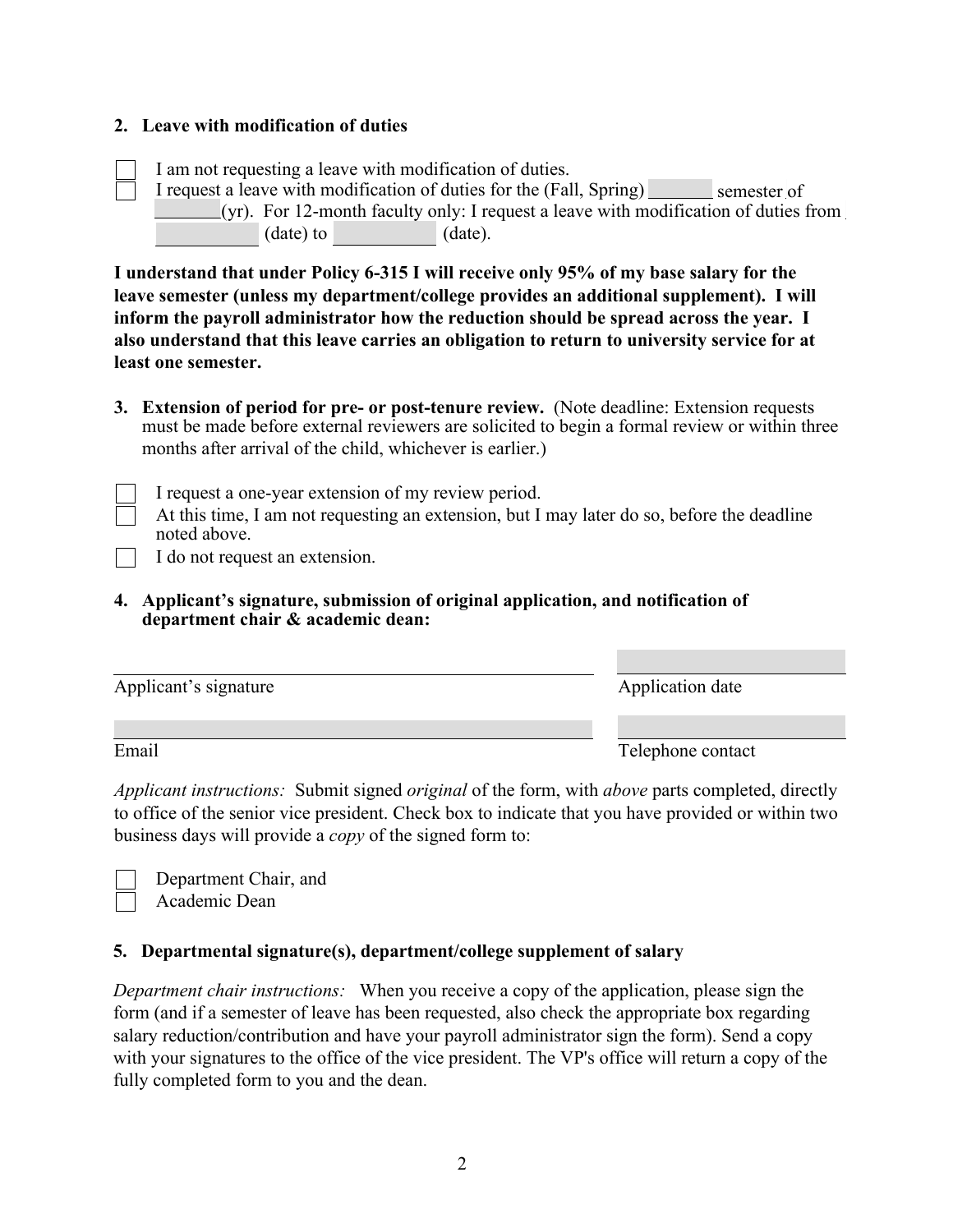**2. Leave with modification of duties**

- ☐ I am not requesting a leave with modification of duties.
- ☐ I request a leave with modification of duties for the (Fall, Spring) _______ semester of _______(yr). For 12-month faculty only: I request a leave with modification of duties from __________ (date) to __________ (date).

**I understand that under Policy 6-315 I will receive only 95% of my base salary for the leave semester (unless my department/college provides an additional supplement). I will inform the payroll administrator how the reduction should be spread across the year. I also understand that this leave carries an obligation to return to university service for at least one semester.**

**3. Extension of period for pre- or post-tenure review.** (Note deadline: Extension requests must be made before external reviewers are solicited to begin a formal review or within three months after arrival of the child, whichever is earlier.)

- ☐ I request a one-year extension of my review period.
- ☐ At this time, I am not requesting an extension, but I may later do so, before the deadline noted above.
- ☐ I do not request an extension.

**4. Applicant's signature, submission of original application, and notification of department chair & academic dean:**

_______________________________ Applicant's signature

_______________________________ Application date

_______________________________ Email

_______________________________ Telephone contact

*Applicant instructions:* Submit signed *original* of the form, with *above* parts completed, directly to office of the senior vice president. Check box to indicate that you have provided or within two business days will provide a *copy* of the signed form to:

- ☐ Department Chair, and
- ☐ Academic Dean

**5. Departmental signature(s), department/college supplement of salary**

*Department chair instructions:* When you receive a copy of the application, please sign the form (and if a semester of leave has been requested, also check the appropriate box regarding salary reduction/contribution and have your payroll administrator sign the form). Send a copy with your signatures to the office of the vice president. The VP's office will return a copy of the fully completed form to you and the dean.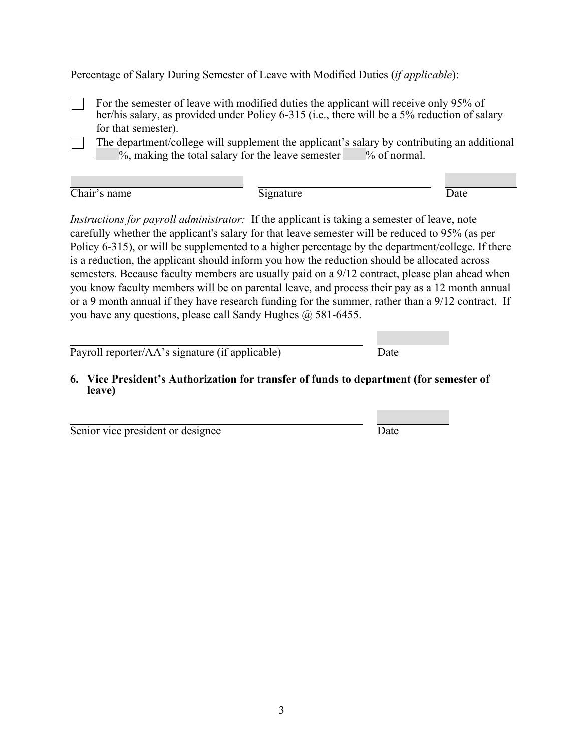Percentage of Salary During Semester of Leave with Modified Duties (*if applicable*):

☐ For the semester of leave with modified duties the applicant will receive only 95% of her/his salary, as provided under Policy 6-315 (i.e., there will be a 5% reduction of salary for that semester).

☐ The department/college will supplement the applicant's salary by contributing an additional ____%, making the total salary for the leave semester ____% of normal.

| | | |
|---|---|---|
| ______________________ | ______________________ | __________ |
| Chair's name | Signature | Date |

*Instructions for payroll administrator:* If the applicant is taking a semester of leave, note carefully whether the applicant's salary for that leave semester will be reduced to 95% (as per Policy 6-315), or will be supplemented to a higher percentage by the department/college. If there is a reduction, the applicant should inform you how the reduction should be allocated across semesters. Because faculty members are usually paid on a 9/12 contract, please plan ahead when you know faculty members will be on parental leave, and process their pay as a 12 month annual or a 9 month annual if they have research funding for the summer, rather than a 9/12 contract. If you have any questions, please call Sandy Hughes @ 581-6455.

| | |
|---|---|
| ______________________________ | __________ |
| Payroll reporter/AA's signature (if applicable) | Date |

**6. Vice President's Authorization for transfer of funds to department (for semester of leave)**

| | |
|---|---|
| ______________________________ | __________ |
| Senior vice president or designee | Date |